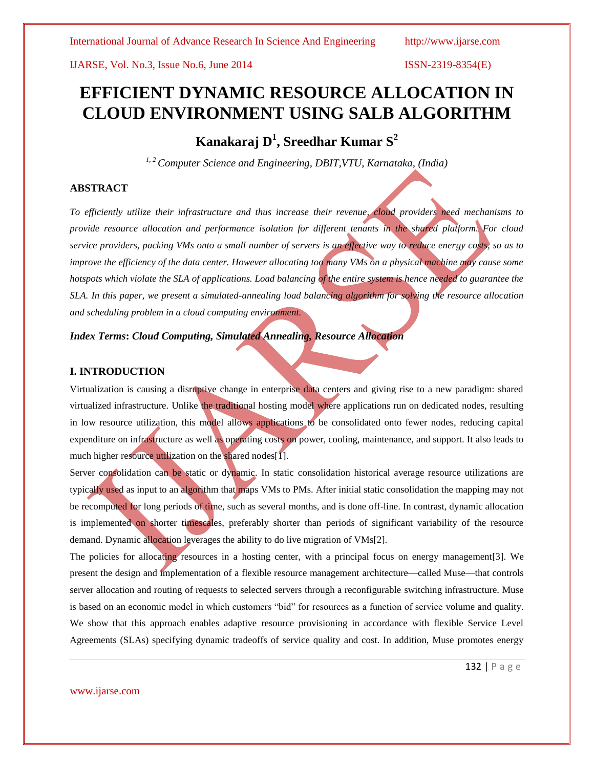# EFFICIENT DYNAMIC RESOURCE ALLOCATION IN CLOUD ENVIRONMENT USING SALB ALGORITHM

**Kanakaraj D[1], Sreedhar Kumar S[2]**

*[1, 2] Computer Science and Engineering, DBIT,VTU, Karnataka, (India)*

## ABSTRACT

*To efficiently utilize their infrastructure and thus increase their revenue, cloud providers need mechanisms to provide resource allocation and performance isolation for different tenants in the shared platform. For cloud service providers, packing VMs onto a small number of servers is an effective way to reduce energy costs, so as to improve the efficiency of the data center. However allocating too many VMs on a physical machine may cause some hotspots which violate the SLA of applications. Load balancing of the entire system is hence needed to guarantee the SLA. In this paper, we present a simulated-annealing load balancing algorithm for solving the resource allocation and scheduling problem in a cloud computing environment.*

***Index Terms*: *Cloud Computing, Simulated Annealing, Resource Allocation***

## I. INTRODUCTION

Virtualization is causing a disruptive change in enterprise data centers and giving rise to a new paradigm: shared virtualized infrastructure. Unlike the traditional hosting model where applications run on dedicated nodes, resulting in low resource utilization, this model allows applications to be consolidated onto fewer nodes, reducing capital expenditure on infrastructure as well as operating costs on power, cooling, maintenance, and support. It also leads to much higher resource utilization on the shared nodes[1].

Server consolidation can be static or dynamic. In static consolidation historical average resource utilizations are typically used as input to an algorithm that maps VMs to PMs. After initial static consolidation the mapping may not be recomputed for long periods of time, such as several months, and is done off-line. In contrast, dynamic allocation is implemented on shorter timescales, preferably shorter than periods of significant variability of the resource demand. Dynamic allocation leverages the ability to do live migration of VMs[2].

The policies for allocating resources in a hosting center, with a principal focus on energy management[3]. We present the design and implementation of a flexible resource management architecture—called Muse—that controls server allocation and routing of requests to selected servers through a reconfigurable switching infrastructure. Muse is based on an economic model in which customers "bid" for resources as a function of service volume and quality. We show that this approach enables adaptive resource provisioning in accordance with flexible Service Level Agreements (SLAs) specifying dynamic tradeoffs of service quality and cost. In addition, Muse promotes energy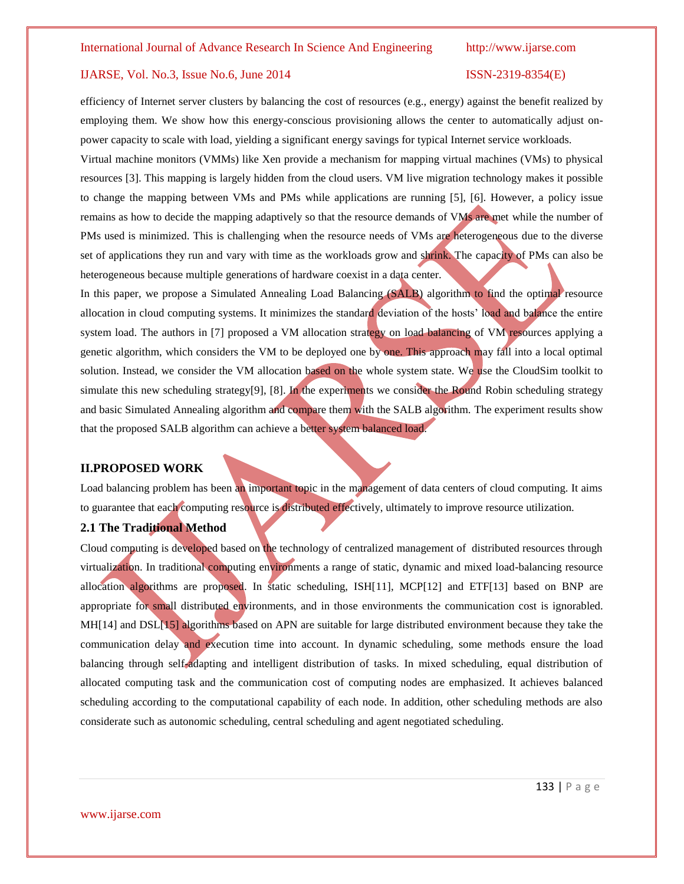efficiency of Internet server clusters by balancing the cost of resources (e.g., energy) against the benefit realized by employing them. We show how this energy-conscious provisioning allows the center to automatically adjust on-power capacity to scale with load, yielding a significant energy savings for typical Internet service workloads.

Virtual machine monitors (VMMs) like Xen provide a mechanism for mapping virtual machines (VMs) to physical resources [3]. This mapping is largely hidden from the cloud users. VM live migration technology makes it possible to change the mapping between VMs and PMs while applications are running [5], [6]. However, a policy issue remains as how to decide the mapping adaptively so that the resource demands of VMs are met while the number of PMs used is minimized. This is challenging when the resource needs of VMs are heterogeneous due to the diverse set of applications they run and vary with time as the workloads grow and shrink. The capacity of PMs can also be heterogeneous because multiple generations of hardware coexist in a data center.

In this paper, we propose a Simulated Annealing Load Balancing (SALB) algorithm to find the optimal resource allocation in cloud computing systems. It minimizes the standard deviation of the hosts' load and balance the entire system load. The authors in [7] proposed a VM allocation strategy on load balancing of VM resources applying a genetic algorithm, which considers the VM to be deployed one by one. This approach may fall into a local optimal solution. Instead, we consider the VM allocation based on the whole system state. We use the CloudSim toolkit to simulate this new scheduling strategy[9], [8]. In the experiments we consider the Round Robin scheduling strategy and basic Simulated Annealing algorithm and compare them with the SALB algorithm. The experiment results show that the proposed SALB algorithm can achieve a better system balanced load.

## II.PROPOSED WORK

Load balancing problem has been an important topic in the management of data centers of cloud computing. It aims to guarantee that each computing resource is distributed effectively, ultimately to improve resource utilization.

### 2.1 The Traditional Method

Cloud computing is developed based on the technology of centralized management of distributed resources through virtualization. In traditional computing environments a range of static, dynamic and mixed load-balancing resource allocation algorithms are proposed. In static scheduling, ISH[11], MCP[12] and ETF[13] based on BNP are appropriate for small distributed environments, and in those environments the communication cost is ignorabled. MH[14] and DSL[15] algorithms based on APN are suitable for large distributed environment because they take the communication delay and execution time into account. In dynamic scheduling, some methods ensure the load balancing through self-adapting and intelligent distribution of tasks. In mixed scheduling, equal distribution of allocated computing task and the communication cost of computing nodes are emphasized. It achieves balanced scheduling according to the computational capability of each node. In addition, other scheduling methods are also considerate such as autonomic scheduling, central scheduling and agent negotiated scheduling.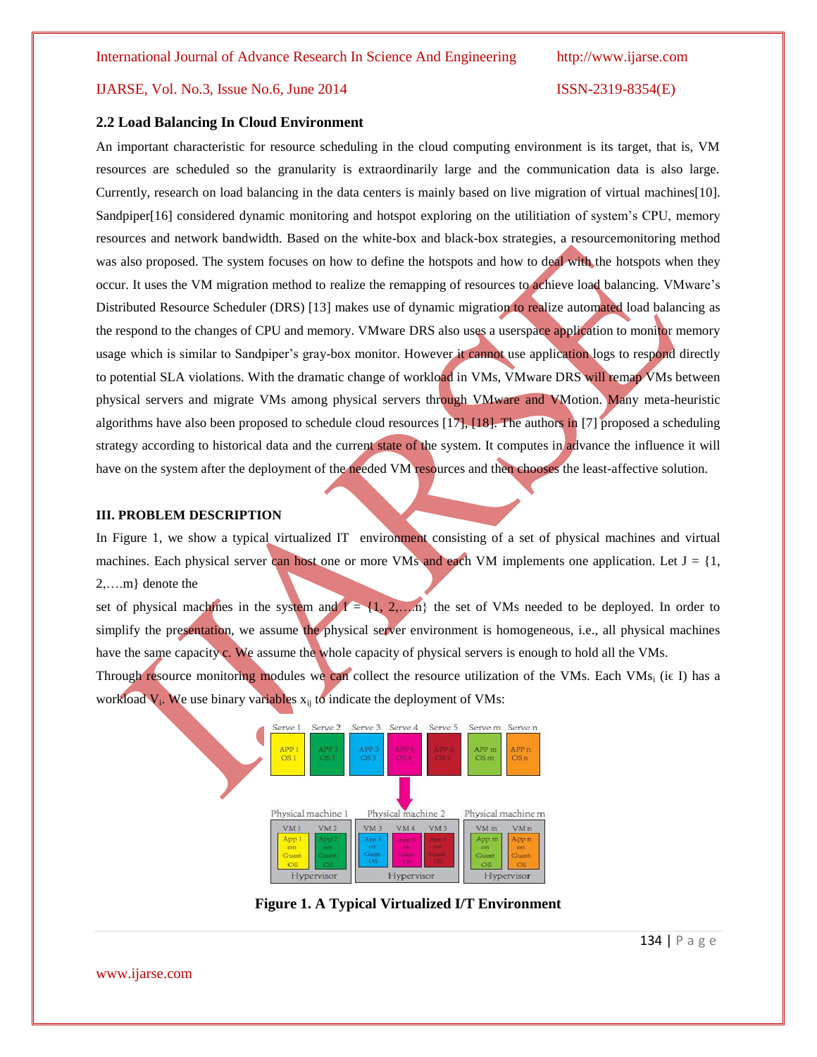### 2.2 Load Balancing In Cloud Environment

An important characteristic for resource scheduling in the cloud computing environment is its target, that is, VM resources are scheduled so the granularity is extraordinarily large and the communication data is also large. Currently, research on load balancing in the data centers is mainly based on live migration of virtual machines[10]. Sandpiper[16] considered dynamic monitoring and hotspot exploring on the utilitiation of system's CPU, memory resources and network bandwidth. Based on the white-box and black-box strategies, a resourcemonitoring method was also proposed. The system focuses on how to define the hotspots and how to deal with the hotspots when they occur. It uses the VM migration method to realize the remapping of resources to achieve load balancing. VMware's Distributed Resource Scheduler (DRS) [13] makes use of dynamic migration to realize automated load balancing as the respond to the changes of CPU and memory. VMware DRS also uses a userspace application to monitor memory usage which is similar to Sandpiper's gray-box monitor. However it cannot use application logs to respond directly to potential SLA violations. With the dramatic change of workload in VMs, VMware DRS will remap VMs between physical servers and migrate VMs among physical servers through VMware and VMotion. Many meta-heuristic algorithms have also been proposed to schedule cloud resources [17], [18]. The authors in [7] proposed a scheduling strategy according to historical data and the current state of the system. It computes in advance the influence it will have on the system after the deployment of the needed VM resources and then chooses the least-affective solution.

## III. PROBLEM DESCRIPTION

In Figure 1, we show a typical virtualized IT environment consisting of a set of physical machines and virtual machines. Each physical server can host one or more VMs and each VM implements one application. Let J = {1, 2,….m} denote the

set of physical machines in the system and I = {1, 2,….n} the set of VMs needed to be deployed. In order to simplify the presentation, we assume the physical server environment is homogeneous, i.e., all physical machines have the same capacity c. We assume the whole capacity of physical servers is enough to hold all the VMs.

Through resource monitoring modules we can collect the resource utilization of the VMs. Each $VMs_i$ ($i \in I$) has a workload $V_i$. We use binary variables $x_{ij}$ to indicate the deployment of VMs:

**Figure 1. A Typical Virtualized I/T Environment**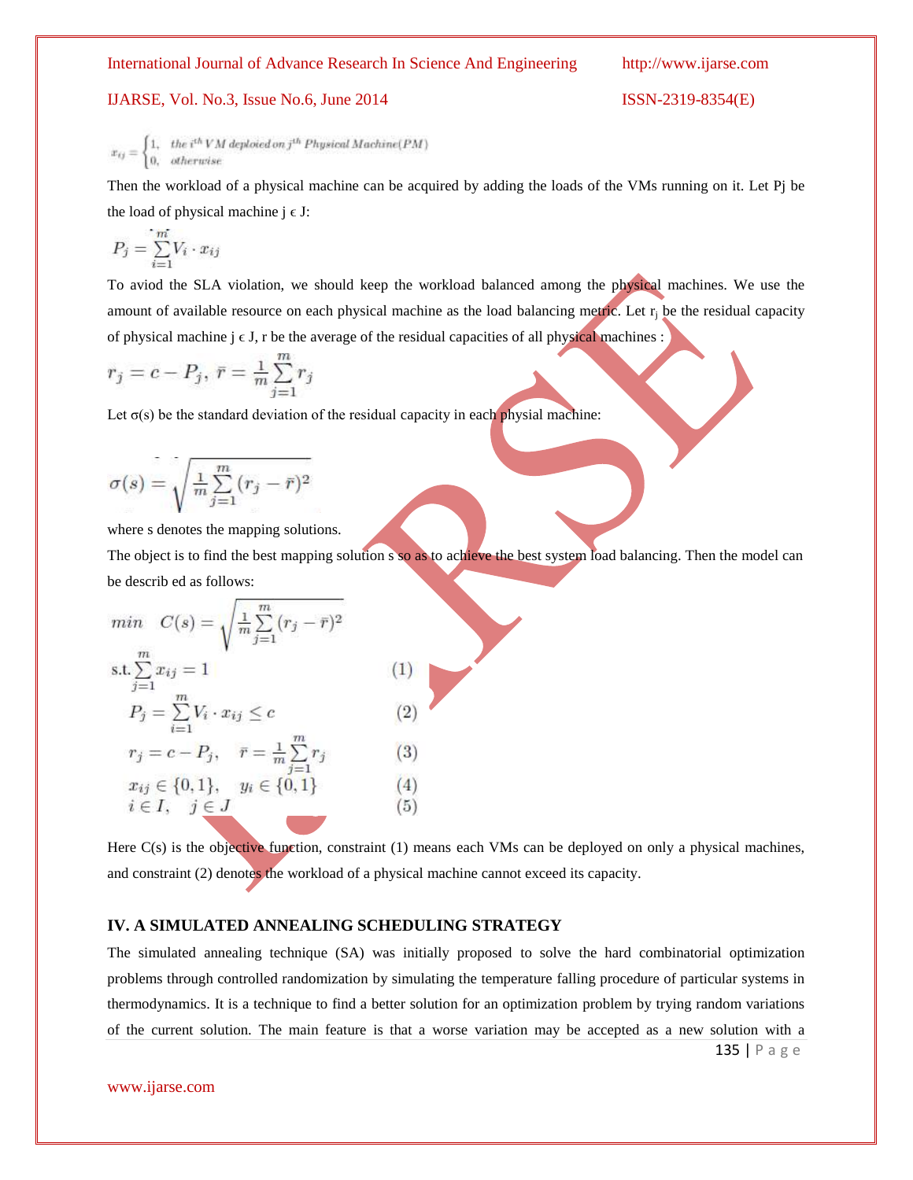$$x_{ij} = \begin{cases} 1, & \text{the } i^{th}\ VM \text{ deploied on } j^{th} \text{ Physical Machine}(PM) \\ 0, & \text{otherwise} \end{cases}$$

Then the workload of a physical machine can be acquired by adding the loads of the VMs running on it. Let Pj be the load of physical machine j ϵ J:

$$P_j = \sum_{i=1}^{m} V_i \cdot x_{ij}$$

To aviod the SLA violation, we should keep the workload balanced among the physical machines. We use the amount of available resource on each physical machine as the load balancing metric. Let $r_j$ be the residual capacity of physical machine j ϵ J, r be the average of the residual capacities of all physical machines :

$$r_j = c - P_j,\ \bar{r} = \frac{1}{m}\sum_{j=1}^{m} r_j$$

Let σ(s) be the standard deviation of the residual capacity in each physial machine:

$$\sigma(s) = \sqrt{\frac{1}{m}\sum_{j=1}^{m}(r_j - \bar{r})^2}$$

where s denotes the mapping solutions.

The object is to find the best mapping solution s so as to achieve the best system load balancing. Then the model can be describ ed as follows:

$$\min \quad C(s) = \sqrt{\frac{1}{m}\sum_{j=1}^{m}(r_j - \bar{r})^2}$$

$$\text{s.t.} \sum_{j=1}^{m} x_{ij} = 1 \qquad (1)$$

$$P_j = \sum_{i=1}^{m} V_i \cdot x_{ij} \le c \qquad (2)$$

$$r_j = c - P_j, \quad \bar{r} = \frac{1}{m}\sum_{j=1}^{m} r_j \qquad (3)$$

$$x_{ij} \in \{0,1\}, \quad y_i \in \{0,1\} \qquad (4)$$

$$i \in I, \quad j \in J \qquad (5)$$

Here C(s) is the objective function, constraint (1) means each VMs can be deployed on only a physical machines, and constraint (2) denotes the workload of a physical machine cannot exceed its capacity.

## IV. A SIMULATED ANNEALING SCHEDULING STRATEGY

The simulated annealing technique (SA) was initially proposed to solve the hard combinatorial optimization problems through controlled randomization by simulating the temperature falling procedure of particular systems in thermodynamics. It is a technique to find a better solution for an optimization problem by trying random variations of the current solution. The main feature is that a worse variation may be accepted as a new solution with a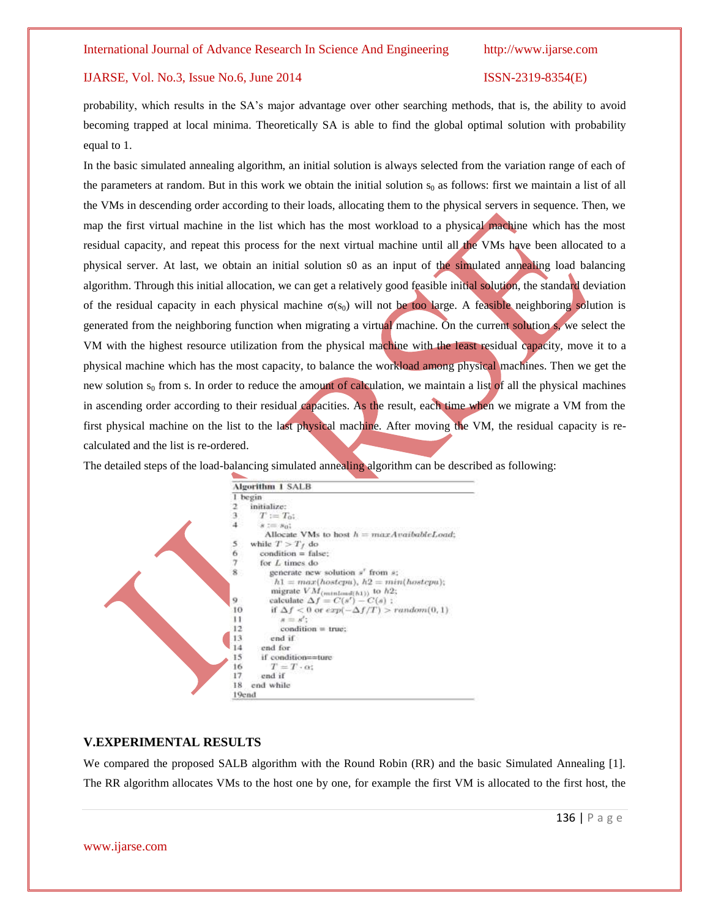probability, which results in the SA's major advantage over other searching methods, that is, the ability to avoid becoming trapped at local minima. Theoretically SA is able to find the global optimal solution with probability equal to 1.

In the basic simulated annealing algorithm, an initial solution is always selected from the variation range of each of the parameters at random. But in this work we obtain the initial solution $s_0$ as follows: first we maintain a list of all the VMs in descending order according to their loads, allocating them to the physical servers in sequence. Then, we map the first virtual machine in the list which has the most workload to a physical machine which has the most residual capacity, and repeat this process for the next virtual machine until all the VMs have been allocated to a physical server. At last, we obtain an initial solution s0 as an input of the simulated annealing load balancing algorithm. Through this initial allocation, we can get a relatively good feasible initial solution, the standard deviation of the residual capacity in each physical machine $\sigma(s_0)$ will not be too large. A feasible neighboring solution is generated from the neighboring function when migrating a virtual machine. On the current solution s, we select the VM with the highest resource utilization from the physical machine with the least residual capacity, move it to a physical machine which has the most capacity, to balance the workload among physical machines. Then we get the new solution $s_0$ from s. In order to reduce the amount of calculation, we maintain a list of all the physical machines in ascending order according to their residual capacities. As the result, each time when we migrate a VM from the first physical machine on the list to the last physical machine. After moving the VM, the residual capacity is re-calculated and the list is re-ordered.

The detailed steps of the load-balancing simulated annealing algorithm can be described as following:

```
Algorithm 1 SALB
1 begin
2   initialize:
3     T := T_0;
4     s := s_0;
      Allocate VMs to host h = maxAvaibableLoad;
5   while T > T_f do
6     condition = false;
7     for L times do
8       generate new solution s' from s;
          h1 = max(hostcpu), h2 = min(hostcpu);
        migrate VM_(minload(h1)) to h2;
9       calculate Δf = C(s') − C(s) ;
10      if Δf < 0 or exp(−Δf/T) > random(0, 1)
11        s = s';
12        condition = true;
13      end if
14    end for
15    if condition==ture
16      T = T · α;
17    end if
18  end while
19end
```

## V.EXPERIMENTAL RESULTS

We compared the proposed SALB algorithm with the Round Robin (RR) and the basic Simulated Annealing [1]. The RR algorithm allocates VMs to the host one by one, for example the first VM is allocated to the first host, the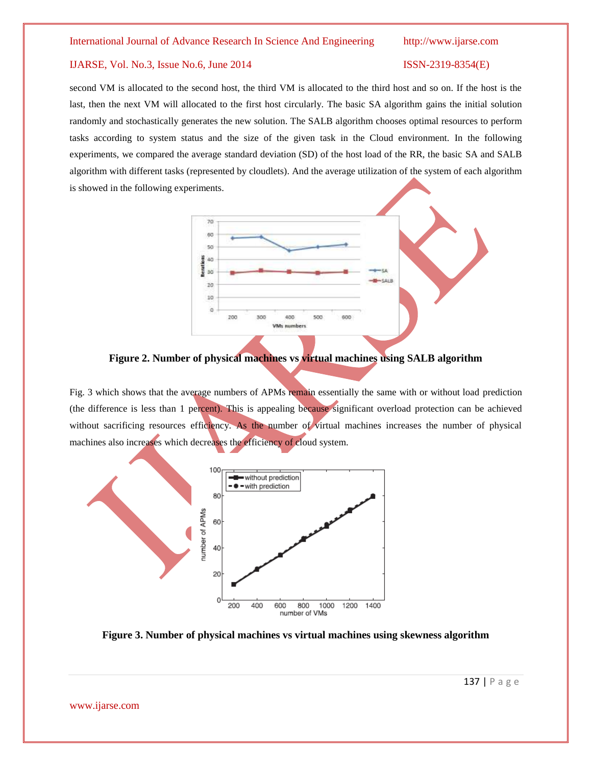second VM is allocated to the second host, the third VM is allocated to the third host and so on. If the host is the last, then the next VM will allocated to the first host circularly. The basic SA algorithm gains the initial solution randomly and stochastically generates the new solution. The SALB algorithm chooses optimal resources to perform tasks according to system status and the size of the given task in the Cloud environment. In the following experiments, we compared the average standard deviation (SD) of the host load of the RR, the basic SA and SALB algorithm with different tasks (represented by cloudlets). And the average utilization of the system of each algorithm is showed in the following experiments.

**Figure 2. Number of physical machines vs virtual machines using SALB algorithm**

Fig. 3 which shows that the average numbers of APMs remain essentially the same with or without load prediction (the difference is less than 1 percent). This is appealing because significant overload protection can be achieved without sacrificing resources efficiency. As the number of virtual machines increases the number of physical machines also increases which decreases the efficiency of cloud system.

**Figure 3. Number of physical machines vs virtual machines using skewness algorithm**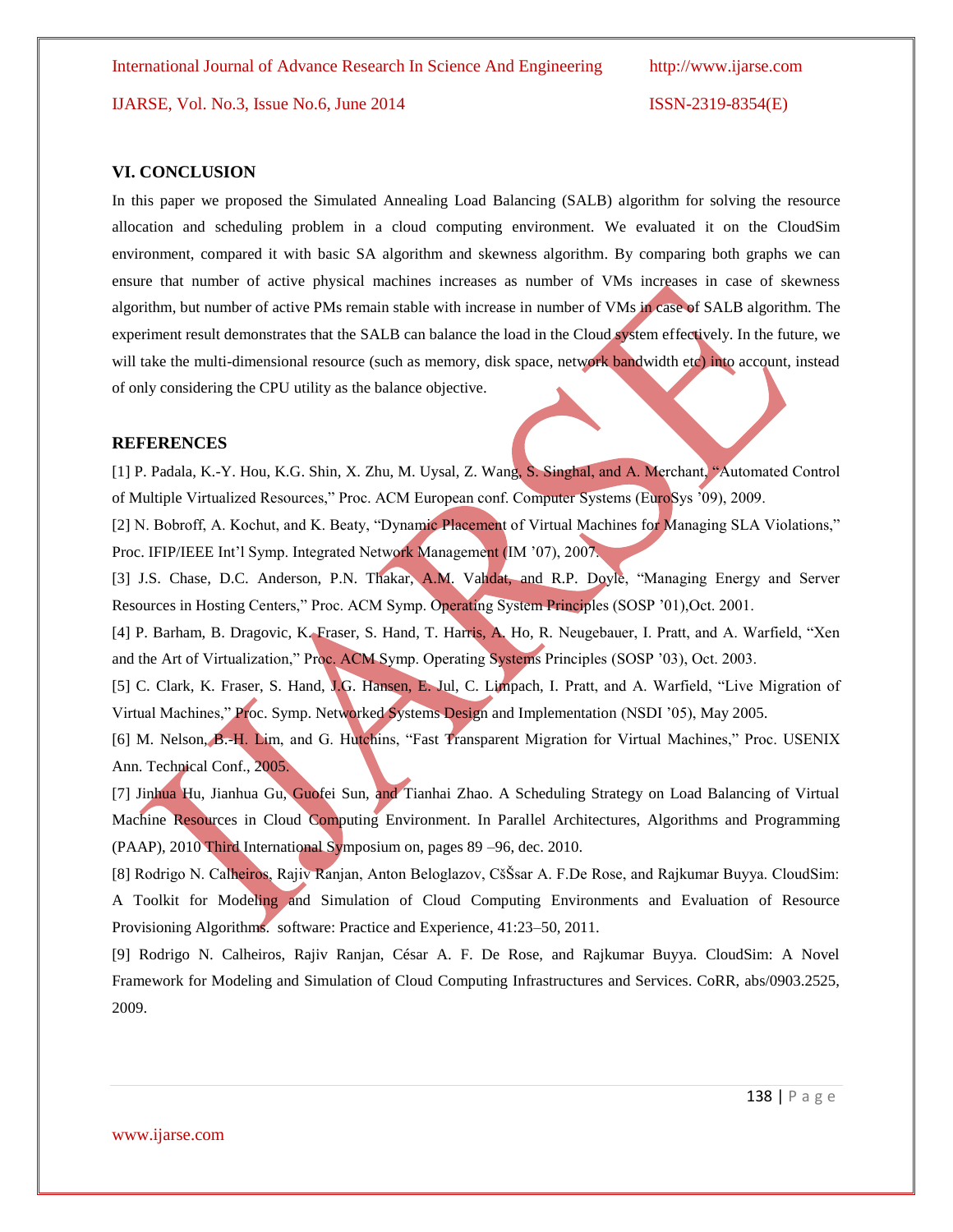## VI. CONCLUSION

In this paper we proposed the Simulated Annealing Load Balancing (SALB) algorithm for solving the resource allocation and scheduling problem in a cloud computing environment. We evaluated it on the CloudSim environment, compared it with basic SA algorithm and skewness algorithm. By comparing both graphs we can ensure that number of active physical machines increases as number of VMs increases in case of skewness algorithm, but number of active PMs remain stable with increase in number of VMs in case of SALB algorithm. The experiment result demonstrates that the SALB can balance the load in the Cloud system effectively. In the future, we will take the multi-dimensional resource (such as memory, disk space, network bandwidth etc) into account, instead of only considering the CPU utility as the balance objective.

## REFERENCES

[1] P. Padala, K.-Y. Hou, K.G. Shin, X. Zhu, M. Uysal, Z. Wang, S. Singhal, and A. Merchant, "Automated Control of Multiple Virtualized Resources," Proc. ACM European conf. Computer Systems (EuroSys '09), 2009.

[2] N. Bobroff, A. Kochut, and K. Beaty, "Dynamic Placement of Virtual Machines for Managing SLA Violations," Proc. IFIP/IEEE Int'l Symp. Integrated Network Management (IM '07), 2007.

[3] J.S. Chase, D.C. Anderson, P.N. Thakar, A.M. Vahdat, and R.P. Doyle, "Managing Energy and Server Resources in Hosting Centers," Proc. ACM Symp. Operating System Principles (SOSP '01),Oct. 2001.

[4] P. Barham, B. Dragovic, K. Fraser, S. Hand, T. Harris, A. Ho, R. Neugebauer, I. Pratt, and A. Warfield, "Xen and the Art of Virtualization," Proc. ACM Symp. Operating Systems Principles (SOSP '03), Oct. 2003.

[5] C. Clark, K. Fraser, S. Hand, J.G. Hansen, E. Jul, C. Limpach, I. Pratt, and A. Warfield, "Live Migration of Virtual Machines," Proc. Symp. Networked Systems Design and Implementation (NSDI '05), May 2005.

[6] M. Nelson, B.-H. Lim, and G. Hutchins, "Fast Transparent Migration for Virtual Machines," Proc. USENIX Ann. Technical Conf., 2005.

[7] Jinhua Hu, Jianhua Gu, Guofei Sun, and Tianhai Zhao. A Scheduling Strategy on Load Balancing of Virtual Machine Resources in Cloud Computing Environment. In Parallel Architectures, Algorithms and Programming (PAAP), 2010 Third International Symposium on, pages 89 –96, dec. 2010.

[8] Rodrigo N. Calheiros, Rajiv Ranjan, Anton Beloglazov, CšŠsar A. F.De Rose, and Rajkumar Buyya. CloudSim: A Toolkit for Modeling and Simulation of Cloud Computing Environments and Evaluation of Resource Provisioning Algorithms. software: Practice and Experience, 41:23–50, 2011.

[9] Rodrigo N. Calheiros, Rajiv Ranjan, César A. F. De Rose, and Rajkumar Buyya. CloudSim: A Novel Framework for Modeling and Simulation of Cloud Computing Infrastructures and Services. CoRR, abs/0903.2525, 2009.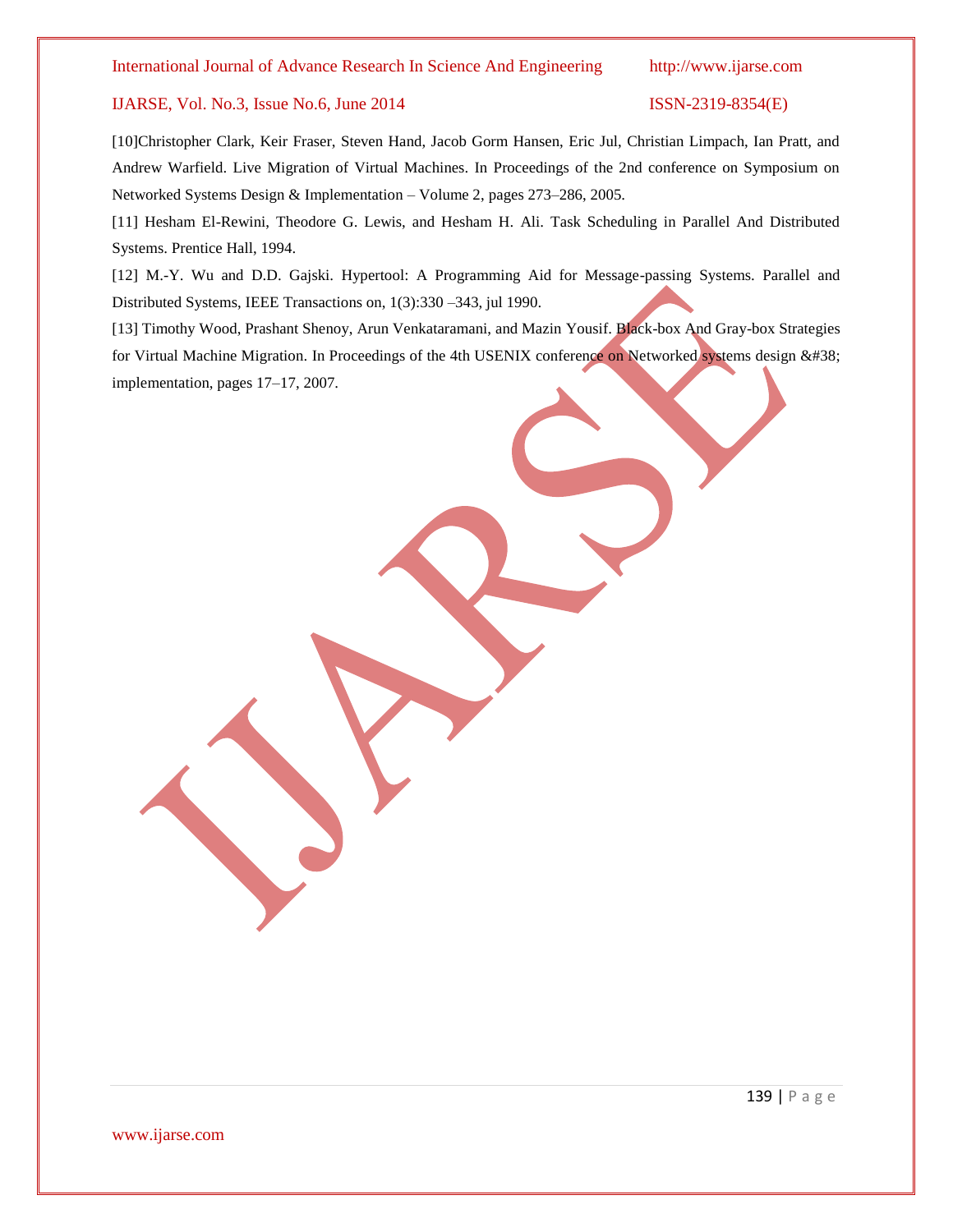[10]Christopher Clark, Keir Fraser, Steven Hand, Jacob Gorm Hansen, Eric Jul, Christian Limpach, Ian Pratt, and Andrew Warfield. Live Migration of Virtual Machines. In Proceedings of the 2nd conference on Symposium on Networked Systems Design & Implementation – Volume 2, pages 273–286, 2005.

[11] Hesham El-Rewini, Theodore G. Lewis, and Hesham H. Ali. Task Scheduling in Parallel And Distributed Systems. Prentice Hall, 1994.

[12] M.-Y. Wu and D.D. Gajski. Hypertool: A Programming Aid for Message-passing Systems. Parallel and Distributed Systems, IEEE Transactions on, 1(3):330 –343, jul 1990.

[13] Timothy Wood, Prashant Shenoy, Arun Venkataramani, and Mazin Yousif. Black-box And Gray-box Strategies for Virtual Machine Migration. In Proceedings of the 4th USENIX conference on Networked systems design &#38; implementation, pages 17–17, 2007.